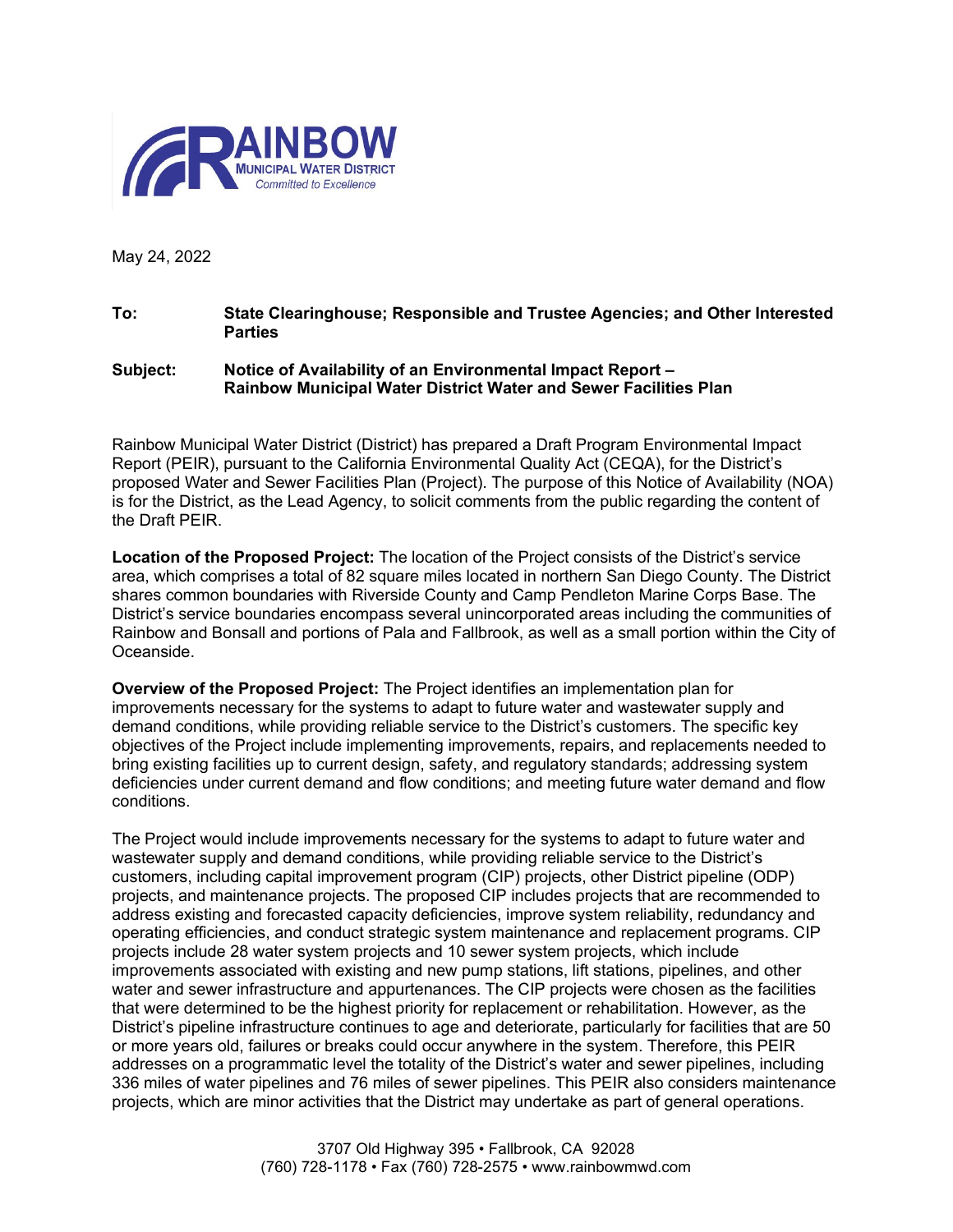**RAINBOW MUNICIPAL WATER DISTRICT**
*Committed to Excellence*

May 24, 2022

**To:** **State Clearinghouse; Responsible and Trustee Agencies; and Other Interested Parties**

**Subject:** **Notice of Availability of an Environmental Impact Report – Rainbow Municipal Water District Water and Sewer Facilities Plan**

Rainbow Municipal Water District (District) has prepared a Draft Program Environmental Impact Report (PEIR), pursuant to the California Environmental Quality Act (CEQA), for the District's proposed Water and Sewer Facilities Plan (Project). The purpose of this Notice of Availability (NOA) is for the District, as the Lead Agency, to solicit comments from the public regarding the content of the Draft PEIR.

**Location of the Proposed Project:** The location of the Project consists of the District's service area, which comprises a total of 82 square miles located in northern San Diego County. The District shares common boundaries with Riverside County and Camp Pendleton Marine Corps Base. The District's service boundaries encompass several unincorporated areas including the communities of Rainbow and Bonsall and portions of Pala and Fallbrook, as well as a small portion within the City of Oceanside.

**Overview of the Proposed Project:** The Project identifies an implementation plan for improvements necessary for the systems to adapt to future water and wastewater supply and demand conditions, while providing reliable service to the District's customers. The specific key objectives of the Project include implementing improvements, repairs, and replacements needed to bring existing facilities up to current design, safety, and regulatory standards; addressing system deficiencies under current demand and flow conditions; and meeting future water demand and flow conditions.

The Project would include improvements necessary for the systems to adapt to future water and wastewater supply and demand conditions, while providing reliable service to the District's customers, including capital improvement program (CIP) projects, other District pipeline (ODP) projects, and maintenance projects. The proposed CIP includes projects that are recommended to address existing and forecasted capacity deficiencies, improve system reliability, redundancy and operating efficiencies, and conduct strategic system maintenance and replacement programs. CIP projects include 28 water system projects and 10 sewer system projects, which include improvements associated with existing and new pump stations, lift stations, pipelines, and other water and sewer infrastructure and appurtenances. The CIP projects were chosen as the facilities that were determined to be the highest priority for replacement or rehabilitation. However, as the District's pipeline infrastructure continues to age and deteriorate, particularly for facilities that are 50 or more years old, failures or breaks could occur anywhere in the system. Therefore, this PEIR addresses on a programmatic level the totality of the District's water and sewer pipelines, including 336 miles of water pipelines and 76 miles of sewer pipelines. This PEIR also considers maintenance projects, which are minor activities that the District may undertake as part of general operations.

3707 Old Highway 395 • Fallbrook, CA 92028
(760) 728-1178 • Fax (760) 728-2575 • www.rainbowmwd.com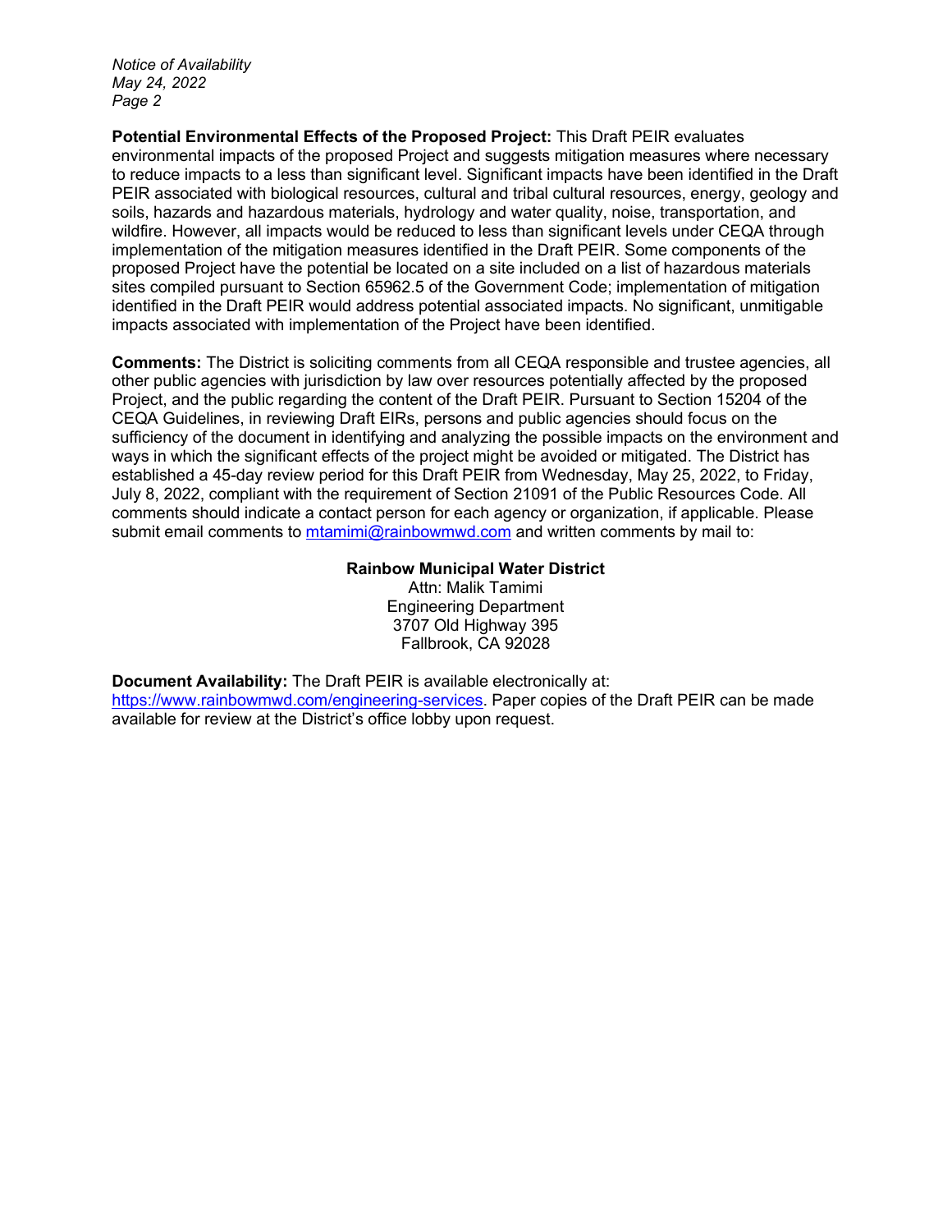**Potential Environmental Effects of the Proposed Project:** This Draft PEIR evaluates environmental impacts of the proposed Project and suggests mitigation measures where necessary to reduce impacts to a less than significant level. Significant impacts have been identified in the Draft PEIR associated with biological resources, cultural and tribal cultural resources, energy, geology and soils, hazards and hazardous materials, hydrology and water quality, noise, transportation, and wildfire. However, all impacts would be reduced to less than significant levels under CEQA through implementation of the mitigation measures identified in the Draft PEIR. Some components of the proposed Project have the potential be located on a site included on a list of hazardous materials sites compiled pursuant to Section 65962.5 of the Government Code; implementation of mitigation identified in the Draft PEIR would address potential associated impacts. No significant, unmitigable impacts associated with implementation of the Project have been identified.

**Comments:** The District is soliciting comments from all CEQA responsible and trustee agencies, all other public agencies with jurisdiction by law over resources potentially affected by the proposed Project, and the public regarding the content of the Draft PEIR. Pursuant to Section 15204 of the CEQA Guidelines, in reviewing Draft EIRs, persons and public agencies should focus on the sufficiency of the document in identifying and analyzing the possible impacts on the environment and ways in which the significant effects of the project might be avoided or mitigated. The District has established a 45-day review period for this Draft PEIR from Wednesday, May 25, 2022, to Friday, July 8, 2022, compliant with the requirement of Section 21091 of the Public Resources Code. All comments should indicate a contact person for each agency or organization, if applicable. Please submit email comments to mtamimi@rainbowmwd.com and written comments by mail to:

**Rainbow Municipal Water District**
Attn: Malik Tamimi
Engineering Department
3707 Old Highway 395
Fallbrook, CA 92028

**Document Availability:** The Draft PEIR is available electronically at: https://www.rainbowmwd.com/engineering-services. Paper copies of the Draft PEIR can be made available for review at the District's office lobby upon request.